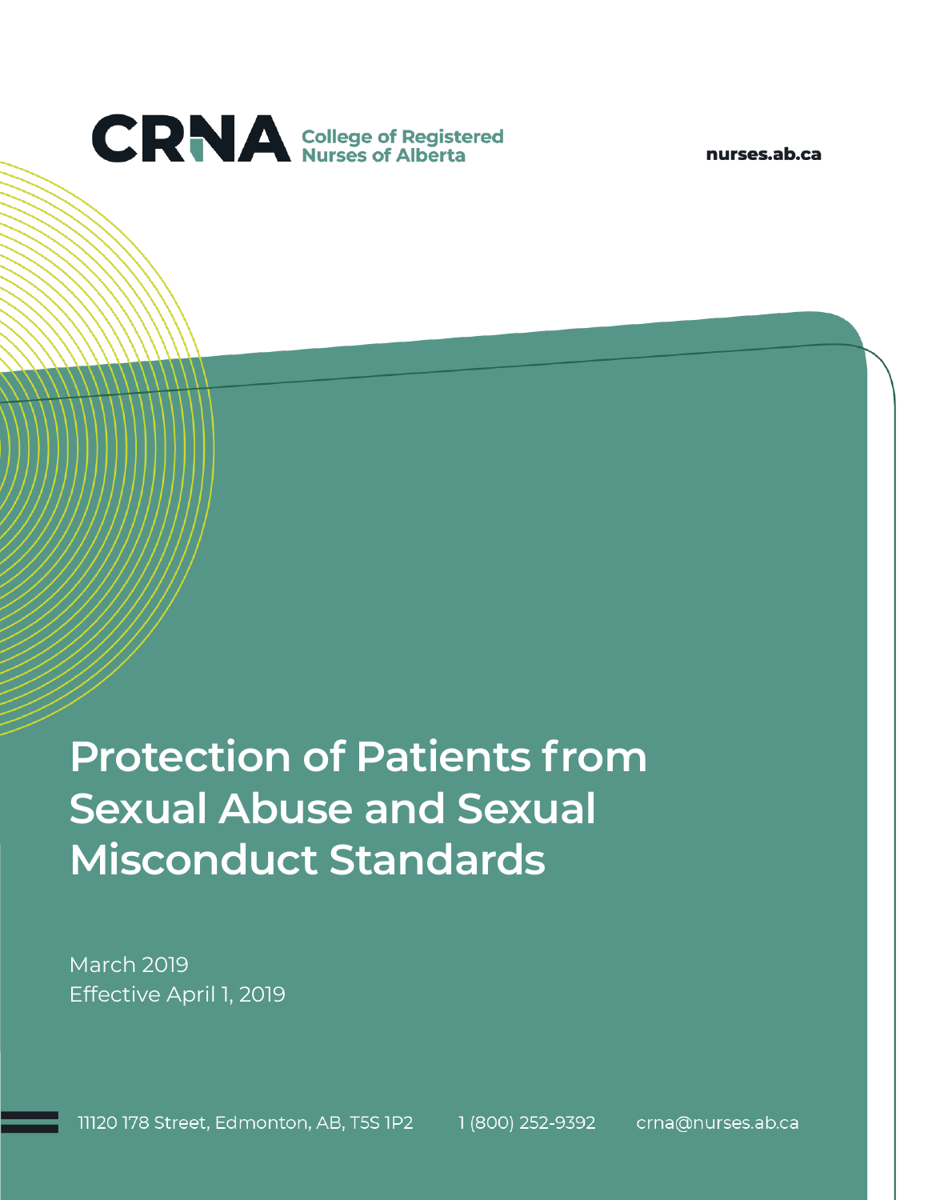**CRNA** College of Registered Nurses of Alberta

nurses.ab.ca

# Protection of Patients from Sexual Abuse and Sexual Misconduct Standards

March 2019

Effective April 1, 2019

11120 178 Street, Edmonton, AB, T5S 1P2 1 (800) 252-9392 crna@nurses.ab.ca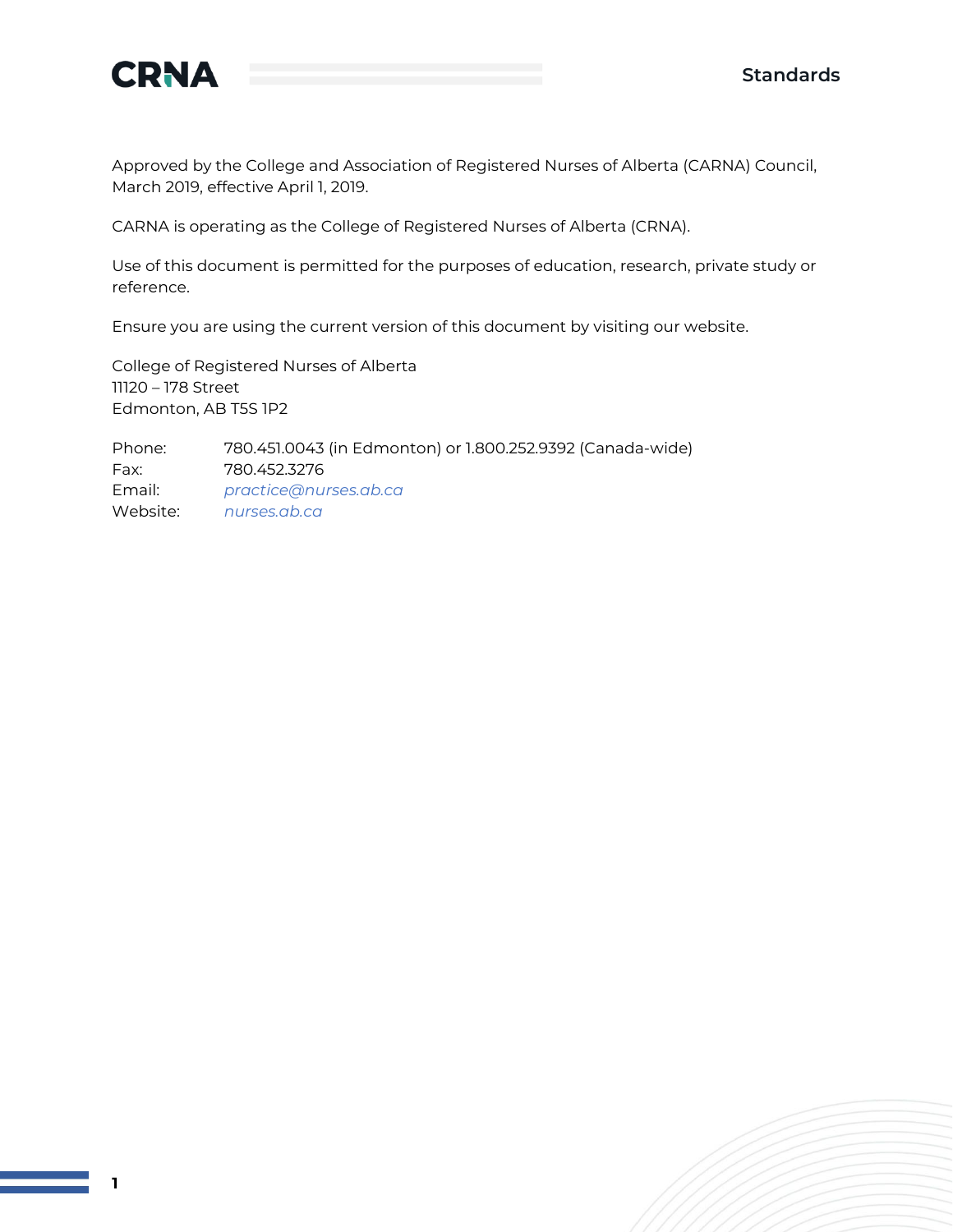Approved by the College and Association of Registered Nurses of Alberta (CARNA) Council, March 2019, effective April 1, 2019.

CARNA is operating as the College of Registered Nurses of Alberta (CRNA).

Use of this document is permitted for the purposes of education, research, private study or reference.

Ensure you are using the current version of this document by visiting our website.

College of Registered Nurses of Alberta
11120 – 178 Street
Edmonton, AB T5S 1P2

| | |
|---|---|
| Phone: | 780.451.0043 (in Edmonton) or 1.800.252.9392 (Canada-wide) |
| Fax: | 780.452.3276 |
| Email: | *practice@nurses.ab.ca* |
| Website: | *nurses.ab.ca* |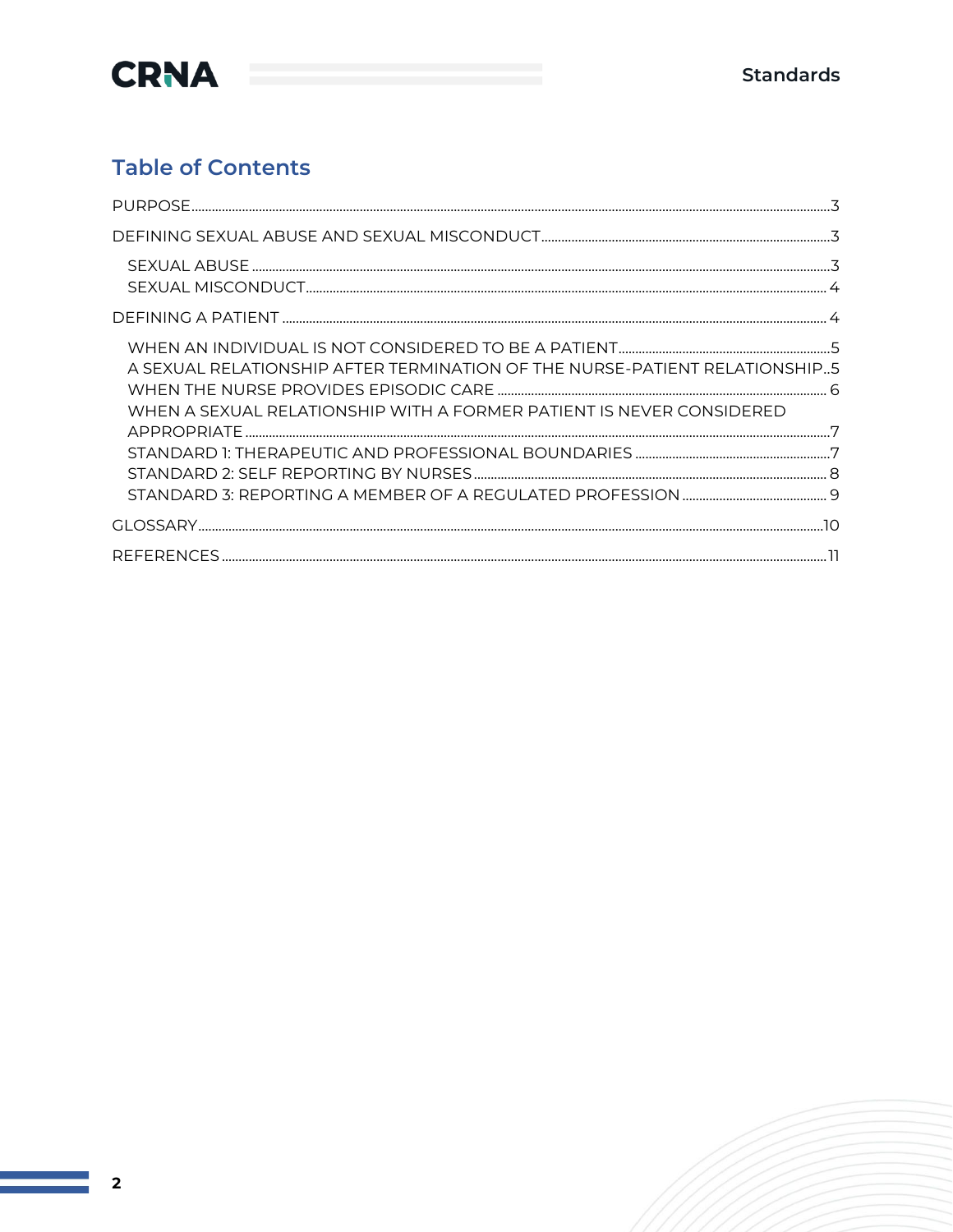## Table of Contents

PURPOSE ........ 3

DEFINING SEXUAL ABUSE AND SEXUAL MISCONDUCT ........ 3

- SEXUAL ABUSE ........ 3
- SEXUAL MISCONDUCT ........ 4

DEFINING A PATIENT ........ 4

- WHEN AN INDIVIDUAL IS NOT CONSIDERED TO BE A PATIENT ........ 5
- A SEXUAL RELATIONSHIP AFTER TERMINATION OF THE NURSE-PATIENT RELATIONSHIP ........ 5
- WHEN THE NURSE PROVIDES EPISODIC CARE ........ 6
- WHEN A SEXUAL RELATIONSHIP WITH A FORMER PATIENT IS NEVER CONSIDERED APPROPRIATE ........ 7
- STANDARD 1: THERAPEUTIC AND PROFESSIONAL BOUNDARIES ........ 7
- STANDARD 2: SELF REPORTING BY NURSES ........ 8
- STANDARD 3: REPORTING A MEMBER OF A REGULATED PROFESSION ........ 9

GLOSSARY ........ 10

REFERENCES ........ 11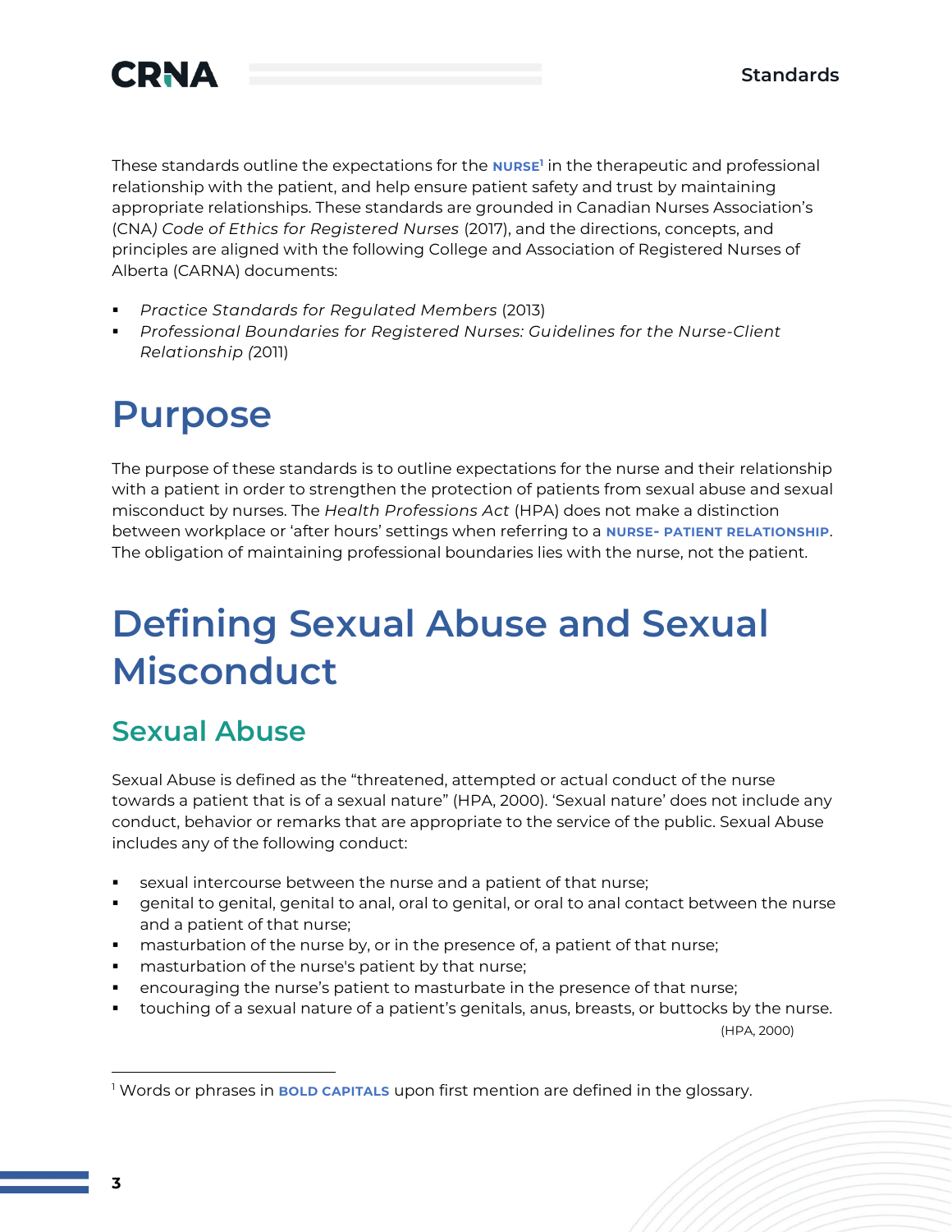These standards outline the expectations for the **NURSE**[1] in the therapeutic and professional relationship with the patient, and help ensure patient safety and trust by maintaining appropriate relationships. These standards are grounded in Canadian Nurses Association's (CNA*) Code of Ethics for Registered Nurses* (2017), and the directions, concepts, and principles are aligned with the following College and Association of Registered Nurses of Alberta (CARNA) documents:

- *Practice Standards for Regulated Members* (2013)
- *Professional Boundaries for Registered Nurses: Guidelines for the Nurse-Client Relationship (*2011)

# Purpose

The purpose of these standards is to outline expectations for the nurse and their relationship with a patient in order to strengthen the protection of patients from sexual abuse and sexual misconduct by nurses. The *Health Professions Act* (HPA) does not make a distinction between workplace or 'after hours' settings when referring to a **NURSE- PATIENT RELATIONSHIP**. The obligation of maintaining professional boundaries lies with the nurse, not the patient.

# Defining Sexual Abuse and Sexual Misconduct

## Sexual Abuse

Sexual Abuse is defined as the "threatened, attempted or actual conduct of the nurse towards a patient that is of a sexual nature" (HPA, 2000). 'Sexual nature' does not include any conduct, behavior or remarks that are appropriate to the service of the public. Sexual Abuse includes any of the following conduct:

- sexual intercourse between the nurse and a patient of that nurse;
- genital to genital, genital to anal, oral to genital, or oral to anal contact between the nurse and a patient of that nurse;
- masturbation of the nurse by, or in the presence of, a patient of that nurse;
- masturbation of the nurse's patient by that nurse;
- encouraging the nurse's patient to masturbate in the presence of that nurse;
- touching of a sexual nature of a patient's genitals, anus, breasts, or buttocks by the nurse.

(HPA, 2000)

[1] Words or phrases in **BOLD CAPITALS** upon first mention are defined in the glossary.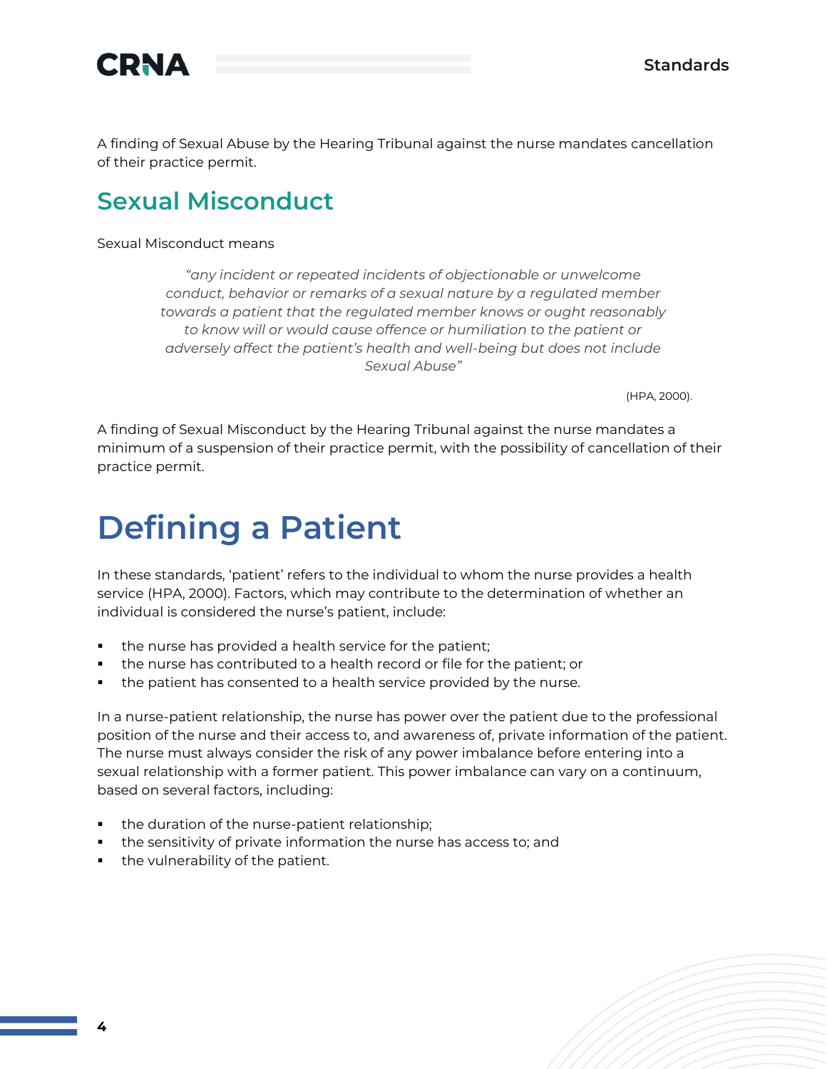A finding of Sexual Abuse by the Hearing Tribunal against the nurse mandates cancellation of their practice permit.

## Sexual Misconduct

Sexual Misconduct means

> *"any incident or repeated incidents of objectionable or unwelcome conduct, behavior or remarks of a sexual nature by a regulated member towards a patient that the regulated member knows or ought reasonably to know will or would cause offence or humiliation to the patient or adversely affect the patient's health and well-being but does not include Sexual Abuse"*
>
> (HPA, 2000).

A finding of Sexual Misconduct by the Hearing Tribunal against the nurse mandates a minimum of a suspension of their practice permit, with the possibility of cancellation of their practice permit.

# Defining a Patient

In these standards, 'patient' refers to the individual to whom the nurse provides a health service (HPA, 2000). Factors, which may contribute to the determination of whether an individual is considered the nurse's patient, include:

- the nurse has provided a health service for the patient;
- the nurse has contributed to a health record or file for the patient; or
- the patient has consented to a health service provided by the nurse.

In a nurse-patient relationship, the nurse has power over the patient due to the professional position of the nurse and their access to, and awareness of, private information of the patient. The nurse must always consider the risk of any power imbalance before entering into a sexual relationship with a former patient. This power imbalance can vary on a continuum, based on several factors, including:

- the duration of the nurse-patient relationship;
- the sensitivity of private information the nurse has access to; and
- the vulnerability of the patient.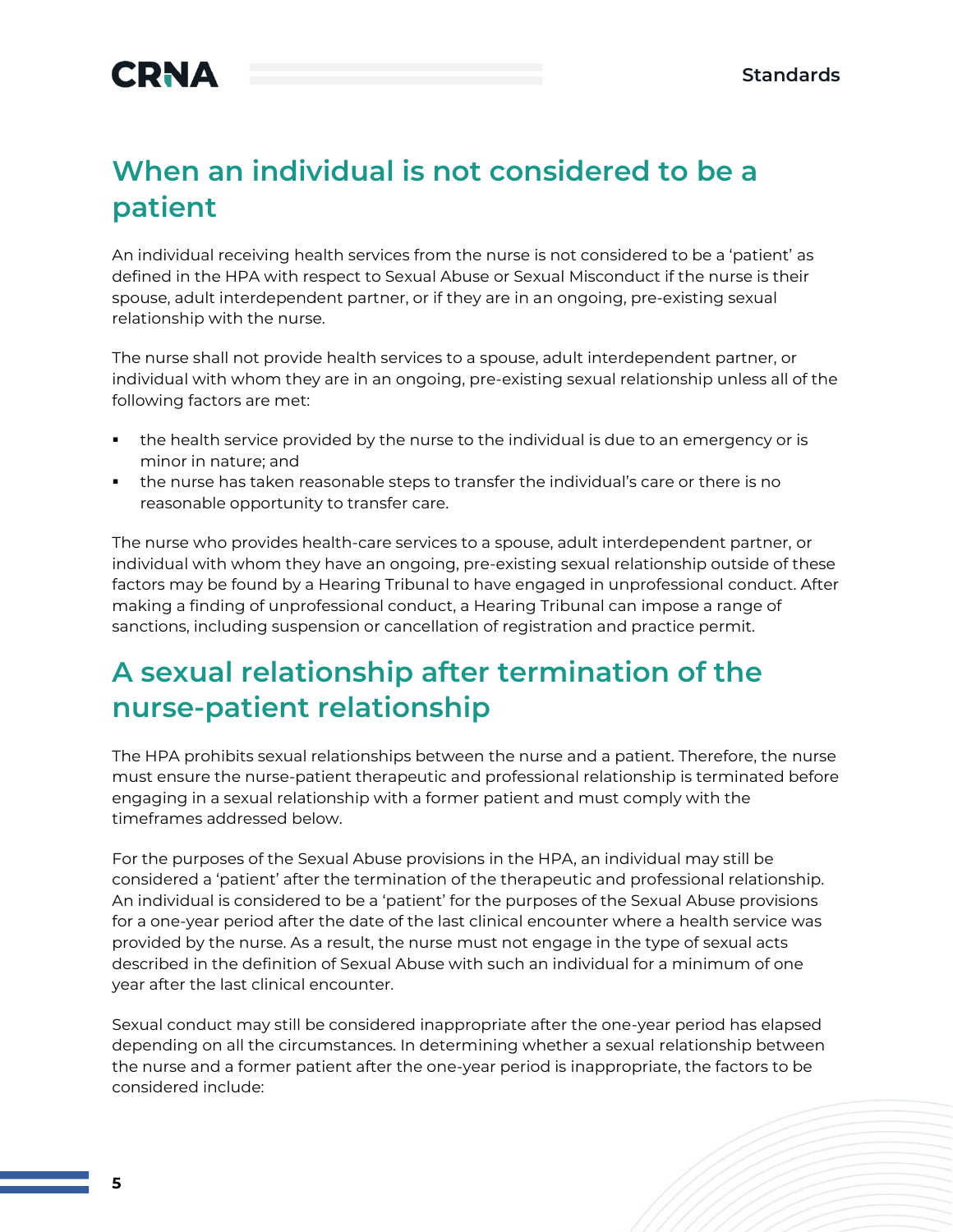## When an individual is not considered to be a patient

An individual receiving health services from the nurse is not considered to be a 'patient' as defined in the HPA with respect to Sexual Abuse or Sexual Misconduct if the nurse is their spouse, adult interdependent partner, or if they are in an ongoing, pre-existing sexual relationship with the nurse.

The nurse shall not provide health services to a spouse, adult interdependent partner, or individual with whom they are in an ongoing, pre-existing sexual relationship unless all of the following factors are met:

- the health service provided by the nurse to the individual is due to an emergency or is minor in nature; and
- the nurse has taken reasonable steps to transfer the individual's care or there is no reasonable opportunity to transfer care.

The nurse who provides health-care services to a spouse, adult interdependent partner, or individual with whom they have an ongoing, pre-existing sexual relationship outside of these factors may be found by a Hearing Tribunal to have engaged in unprofessional conduct. After making a finding of unprofessional conduct, a Hearing Tribunal can impose a range of sanctions, including suspension or cancellation of registration and practice permit.

## A sexual relationship after termination of the nurse-patient relationship

The HPA prohibits sexual relationships between the nurse and a patient. Therefore, the nurse must ensure the nurse-patient therapeutic and professional relationship is terminated before engaging in a sexual relationship with a former patient and must comply with the timeframes addressed below.

For the purposes of the Sexual Abuse provisions in the HPA, an individual may still be considered a 'patient' after the termination of the therapeutic and professional relationship. An individual is considered to be a 'patient' for the purposes of the Sexual Abuse provisions for a one-year period after the date of the last clinical encounter where a health service was provided by the nurse. As a result, the nurse must not engage in the type of sexual acts described in the definition of Sexual Abuse with such an individual for a minimum of one year after the last clinical encounter.

Sexual conduct may still be considered inappropriate after the one-year period has elapsed depending on all the circumstances. In determining whether a sexual relationship between the nurse and a former patient after the one-year period is inappropriate, the factors to be considered include: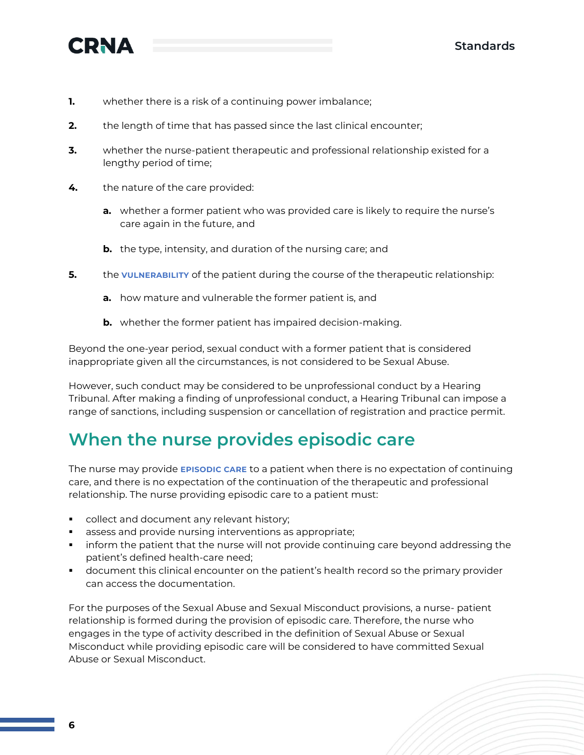1. whether there is a risk of a continuing power imbalance;
2. the length of time that has passed since the last clinical encounter;
3. whether the nurse-patient therapeutic and professional relationship existed for a lengthy period of time;
4. the nature of the care provided:
   - **a.** whether a former patient who was provided care is likely to require the nurse's care again in the future, and
   - **b.** the type, intensity, and duration of the nursing care; and
5. the **VULNERABILITY** of the patient during the course of the therapeutic relationship:
   - **a.** how mature and vulnerable the former patient is, and
   - **b.** whether the former patient has impaired decision-making.

Beyond the one-year period, sexual conduct with a former patient that is considered inappropriate given all the circumstances, is not considered to be Sexual Abuse.

However, such conduct may be considered to be unprofessional conduct by a Hearing Tribunal. After making a finding of unprofessional conduct, a Hearing Tribunal can impose a range of sanctions, including suspension or cancellation of registration and practice permit.

## When the nurse provides episodic care

The nurse may provide **EPISODIC CARE** to a patient when there is no expectation of continuing care, and there is no expectation of the continuation of the therapeutic and professional relationship. The nurse providing episodic care to a patient must:

- collect and document any relevant history;
- assess and provide nursing interventions as appropriate;
- inform the patient that the nurse will not provide continuing care beyond addressing the patient's defined health-care need;
- document this clinical encounter on the patient's health record so the primary provider can access the documentation.

For the purposes of the Sexual Abuse and Sexual Misconduct provisions, a nurse- patient relationship is formed during the provision of episodic care. Therefore, the nurse who engages in the type of activity described in the definition of Sexual Abuse or Sexual Misconduct while providing episodic care will be considered to have committed Sexual Abuse or Sexual Misconduct.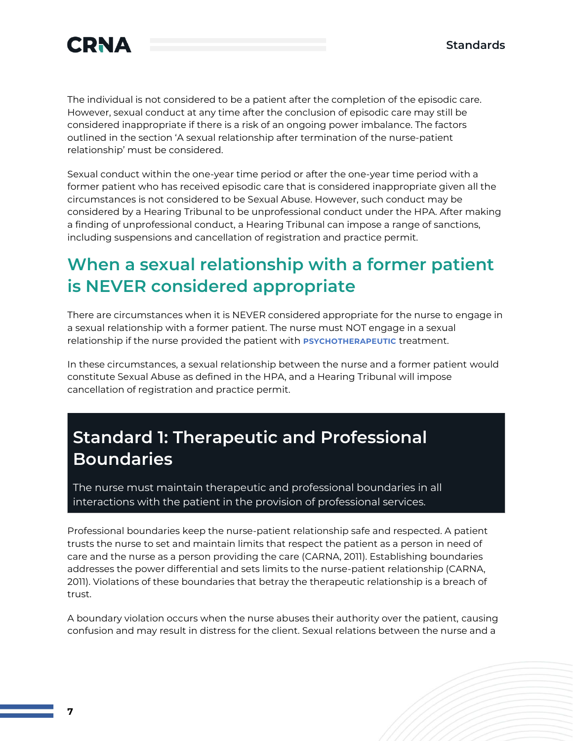The individual is not considered to be a patient after the completion of the episodic care. However, sexual conduct at any time after the conclusion of episodic care may still be considered inappropriate if there is a risk of an ongoing power imbalance. The factors outlined in the section 'A sexual relationship after termination of the nurse-patient relationship' must be considered.

Sexual conduct within the one-year time period or after the one-year time period with a former patient who has received episodic care that is considered inappropriate given all the circumstances is not considered to be Sexual Abuse. However, such conduct may be considered by a Hearing Tribunal to be unprofessional conduct under the HPA. After making a finding of unprofessional conduct, a Hearing Tribunal can impose a range of sanctions, including suspensions and cancellation of registration and practice permit.

## When a sexual relationship with a former patient is NEVER considered appropriate

There are circumstances when it is NEVER considered appropriate for the nurse to engage in a sexual relationship with a former patient. The nurse must NOT engage in a sexual relationship if the nurse provided the patient with **PSYCHOTHERAPEUTIC** treatment.

In these circumstances, a sexual relationship between the nurse and a former patient would constitute Sexual Abuse as defined in the HPA, and a Hearing Tribunal will impose cancellation of registration and practice permit.

## Standard 1: Therapeutic and Professional Boundaries

The nurse must maintain therapeutic and professional boundaries in all interactions with the patient in the provision of professional services.

Professional boundaries keep the nurse-patient relationship safe and respected. A patient trusts the nurse to set and maintain limits that respect the patient as a person in need of care and the nurse as a person providing the care (CARNA, 2011). Establishing boundaries addresses the power differential and sets limits to the nurse-patient relationship (CARNA, 2011). Violations of these boundaries that betray the therapeutic relationship is a breach of trust.

A boundary violation occurs when the nurse abuses their authority over the patient, causing confusion and may result in distress for the client. Sexual relations between the nurse and a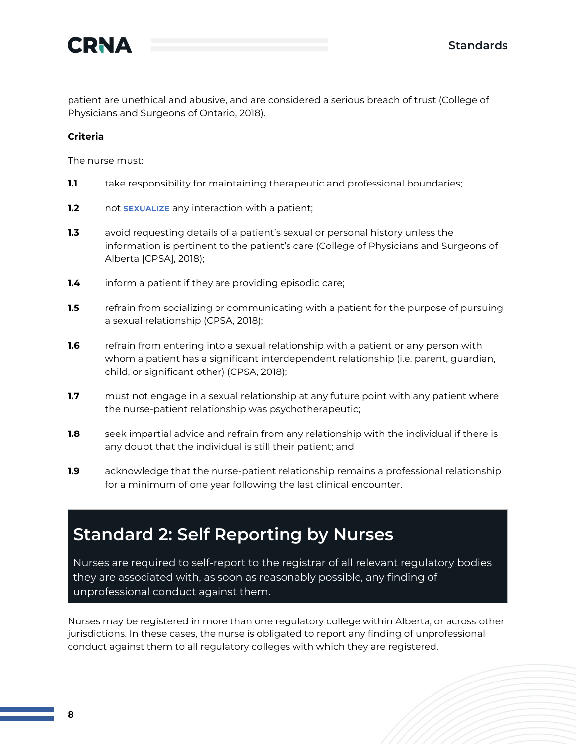patient are unethical and abusive, and are considered a serious breach of trust (College of Physicians and Surgeons of Ontario, 2018).

**Criteria**

The nurse must:

**1.1** take responsibility for maintaining therapeutic and professional boundaries;

**1.2** not **SEXUALIZE** any interaction with a patient;

**1.3** avoid requesting details of a patient's sexual or personal history unless the information is pertinent to the patient's care (College of Physicians and Surgeons of Alberta [CPSA], 2018);

**1.4** inform a patient if they are providing episodic care;

**1.5** refrain from socializing or communicating with a patient for the purpose of pursuing a sexual relationship (CPSA, 2018);

**1.6** refrain from entering into a sexual relationship with a patient or any person with whom a patient has a significant interdependent relationship (i.e. parent, guardian, child, or significant other) (CPSA, 2018);

**1.7** must not engage in a sexual relationship at any future point with any patient where the nurse-patient relationship was psychotherapeutic;

**1.8** seek impartial advice and refrain from any relationship with the individual if there is any doubt that the individual is still their patient; and

**1.9** acknowledge that the nurse-patient relationship remains a professional relationship for a minimum of one year following the last clinical encounter.

## Standard 2: Self Reporting by Nurses

Nurses are required to self-report to the registrar of all relevant regulatory bodies they are associated with, as soon as reasonably possible, any finding of unprofessional conduct against them.

Nurses may be registered in more than one regulatory college within Alberta, or across other jurisdictions. In these cases, the nurse is obligated to report any finding of unprofessional conduct against them to all regulatory colleges with which they are registered.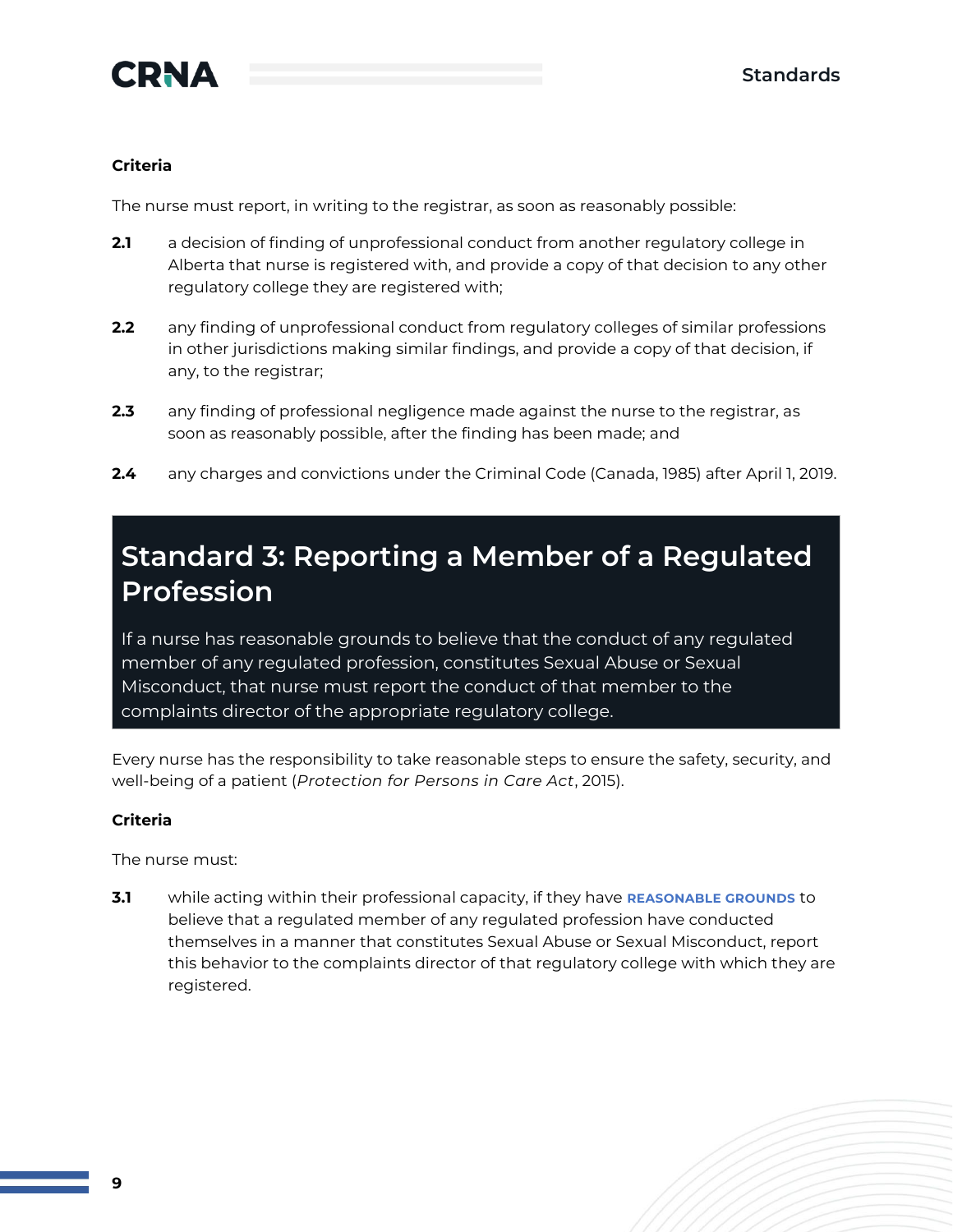**Criteria**

The nurse must report, in writing to the registrar, as soon as reasonably possible:

**2.1** a decision of finding of unprofessional conduct from another regulatory college in Alberta that nurse is registered with, and provide a copy of that decision to any other regulatory college they are registered with;

**2.2** any finding of unprofessional conduct from regulatory colleges of similar professions in other jurisdictions making similar findings, and provide a copy of that decision, if any, to the registrar;

**2.3** any finding of professional negligence made against the nurse to the registrar, as soon as reasonably possible, after the finding has been made; and

**2.4** any charges and convictions under the Criminal Code (Canada, 1985) after April 1, 2019.

## Standard 3: Reporting a Member of a Regulated Profession

If a nurse has reasonable grounds to believe that the conduct of any regulated member of any regulated profession, constitutes Sexual Abuse or Sexual Misconduct, that nurse must report the conduct of that member to the complaints director of the appropriate regulatory college.

Every nurse has the responsibility to take reasonable steps to ensure the safety, security, and well-being of a patient (*Protection for Persons in Care Act*, 2015).

**Criteria**

The nurse must:

**3.1** while acting within their professional capacity, if they have **REASONABLE GROUNDS** to believe that a regulated member of any regulated profession have conducted themselves in a manner that constitutes Sexual Abuse or Sexual Misconduct, report this behavior to the complaints director of that regulatory college with which they are registered.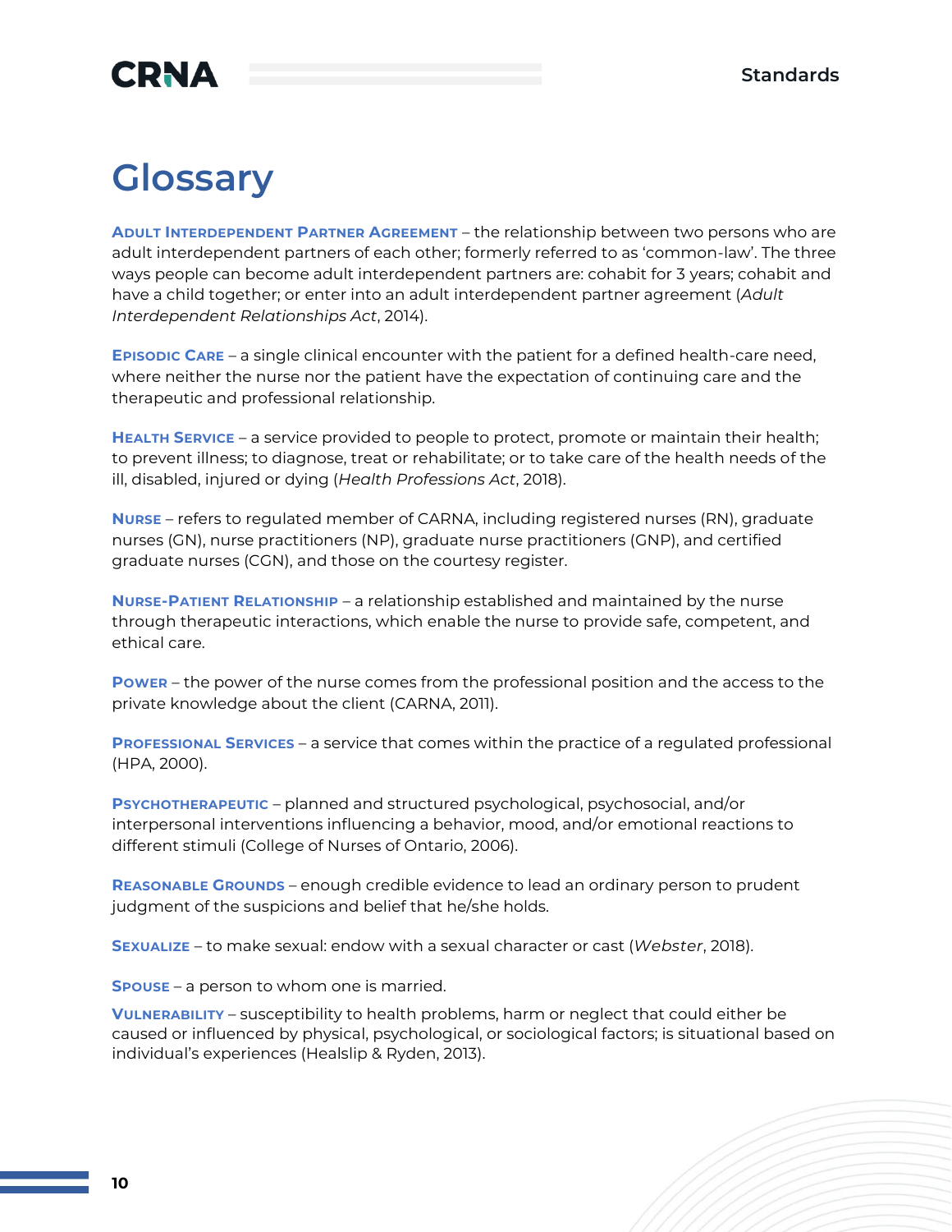# Glossary

**Adult Interdependent Partner Agreement** – the relationship between two persons who are adult interdependent partners of each other; formerly referred to as 'common-law'. The three ways people can become adult interdependent partners are: cohabit for 3 years; cohabit and have a child together; or enter into an adult interdependent partner agreement (*Adult Interdependent Relationships Act*, 2014).

**Episodic Care** – a single clinical encounter with the patient for a defined health-care need, where neither the nurse nor the patient have the expectation of continuing care and the therapeutic and professional relationship.

**Health Service** – a service provided to people to protect, promote or maintain their health; to prevent illness; to diagnose, treat or rehabilitate; or to take care of the health needs of the ill, disabled, injured or dying (*Health Professions Act*, 2018).

**Nurse** – refers to regulated member of CARNA, including registered nurses (RN), graduate nurses (GN), nurse practitioners (NP), graduate nurse practitioners (GNP), and certified graduate nurses (CGN), and those on the courtesy register.

**Nurse-Patient Relationship** – a relationship established and maintained by the nurse through therapeutic interactions, which enable the nurse to provide safe, competent, and ethical care.

**Power** – the power of the nurse comes from the professional position and the access to the private knowledge about the client (CARNA, 2011).

**Professional Services** – a service that comes within the practice of a regulated professional (HPA, 2000).

**Psychotherapeutic** – planned and structured psychological, psychosocial, and/or interpersonal interventions influencing a behavior, mood, and/or emotional reactions to different stimuli (College of Nurses of Ontario, 2006).

**Reasonable Grounds** – enough credible evidence to lead an ordinary person to prudent judgment of the suspicions and belief that he/she holds.

**Sexualize** – to make sexual: endow with a sexual character or cast (*Webster*, 2018).

**Spouse** – a person to whom one is married.

**Vulnerability** – susceptibility to health problems, harm or neglect that could either be caused or influenced by physical, psychological, or sociological factors; is situational based on individual's experiences (Healslip & Ryden, 2013).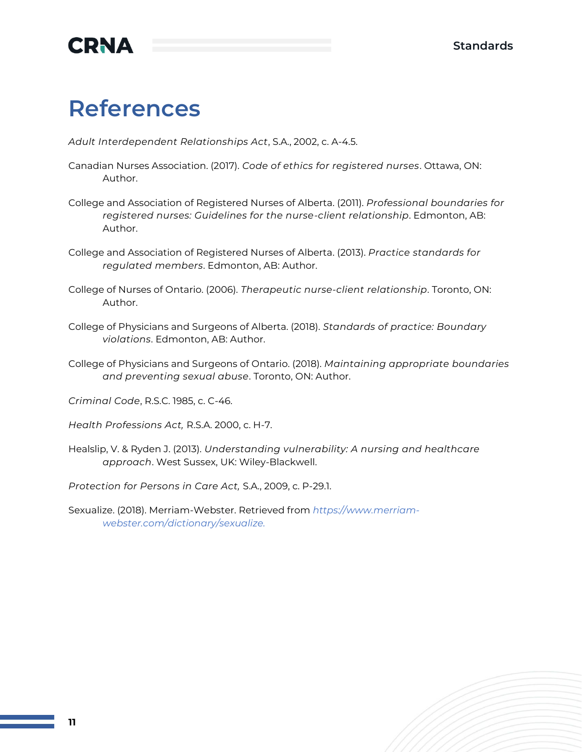# References

*Adult Interdependent Relationships Act*, S.A., 2002, c. A-4.5.

Canadian Nurses Association. (2017). *Code of ethics for registered nurses*. Ottawa, ON: Author.

College and Association of Registered Nurses of Alberta. (2011). *Professional boundaries for registered nurses: Guidelines for the nurse-client relationship*. Edmonton, AB: Author.

College and Association of Registered Nurses of Alberta. (2013). *Practice standards for regulated members*. Edmonton, AB: Author.

College of Nurses of Ontario. (2006). *Therapeutic nurse-client relationship*. Toronto, ON: Author.

College of Physicians and Surgeons of Alberta. (2018). *Standards of practice: Boundary violations*. Edmonton, AB: Author.

College of Physicians and Surgeons of Ontario. (2018). *Maintaining appropriate boundaries and preventing sexual abuse*. Toronto, ON: Author.

*Criminal Code*, R.S.C. 1985, c. C-46.

*Health Professions Act,* R.S.A. 2000, c. H-7.

Healslip, V. & Ryden J. (2013). *Understanding vulnerability: A nursing and healthcare approach*. West Sussex, UK: Wiley-Blackwell.

*Protection for Persons in Care Act,* S.A., 2009, c. P-29.1.

Sexualize. (2018). Merriam-Webster. Retrieved from *https://www.merriam-webster.com/dictionary/sexualize.*